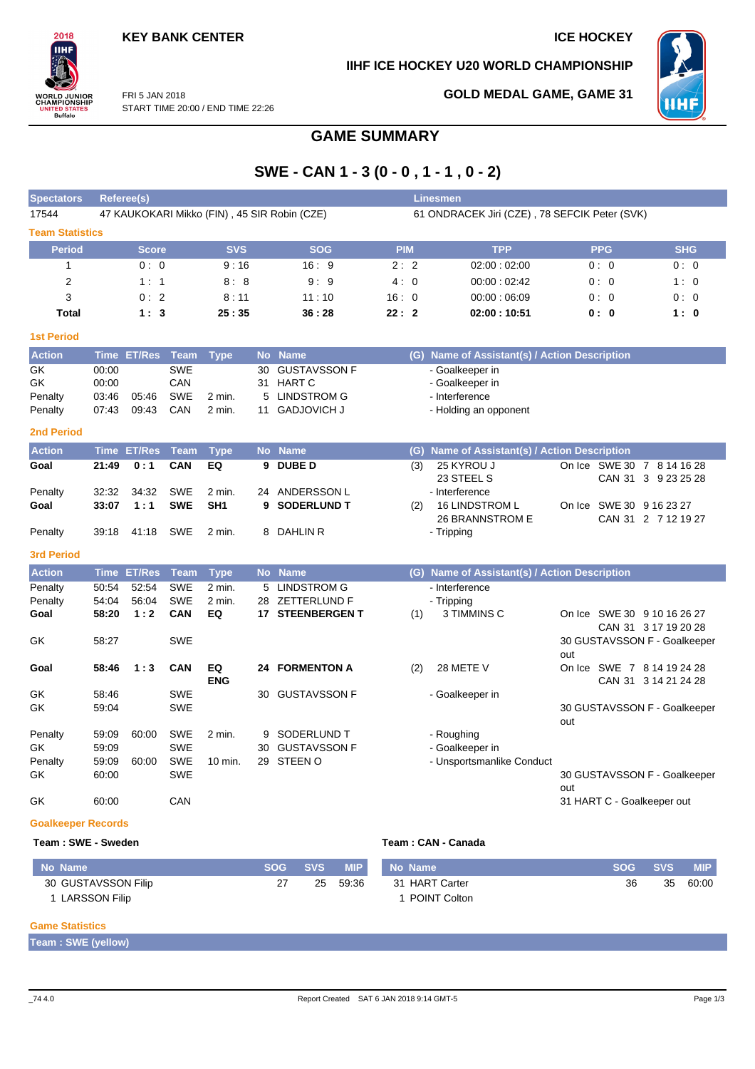KEY BANK CENTER

ICE HOCKEY

IIHF ICE HOCKEY U20 WORLD CHAMPIONSHIP

FRI 5 JAN 2018
START TIME 20:00 / END TIME 22:26

GOLD MEDAL GAME, GAME 31

# GAME SUMMARY

## SWE - CAN 1 - 3 (0 - 0 , 1 - 1 , 0 - 2)

| Spectators | Referee(s) | Linesmen |
|---|---|---|
| 17544 | 47 KAUKOKARI Mikko (FIN) , 45 SIR Robin (CZE) | 61 ONDRACEK Jiri (CZE) , 78 SEFCIK Peter (SVK) |

### Team Statistics

| Period | Score | SVS | SOG | PIM | TPP | PPG | SHG |
|---|---|---|---|---|---|---|---|
| 1 | 0 : 0 | 9 : 16 | 16 : 9 | 2 : 2 | 02:00 : 02:00 | 0 : 0 | 0 : 0 |
| 2 | 1 : 1 | 8 : 8 | 9 : 9 | 4 : 0 | 00:00 : 02:42 | 0 : 0 | 1 : 0 |
| 3 | 0 : 2 | 8 : 11 | 11 : 10 | 16 : 0 | 00:00 : 06:09 | 0 : 0 | 0 : 0 |
| **Total** | **1 : 3** | **25 : 35** | **36 : 28** | **22 : 2** | **02:00 : 10:51** | **0 : 0** | **1 : 0** |

### 1st Period

| Action | Time | ET/Res | Team | Type | No | Name | (G) | Name of Assistant(s) / Action Description | |
|---|---|---|---|---|---|---|---|---|---|
| GK | 00:00 | | SWE | | 30 | GUSTAVSSON F | | - Goalkeeper in | |
| GK | 00:00 | | CAN | | 31 | HART C | | - Goalkeeper in | |
| Penalty | 03:46 | 05:46 | SWE | 2 min. | 5 | LINDSTROM G | | - Interference | |
| Penalty | 07:43 | 09:43 | CAN | 2 min. | 11 | GADJOVICH J | | - Holding an opponent | |

### 2nd Period

| Action | Time | ET/Res | Team | Type | No | Name | (G) | Name of Assistant(s) / Action Description | |
|---|---|---|---|---|---|---|---|---|---|
| **Goal** | **21:49** | **0 : 1** | **CAN** | **EQ** | **9** | **DUBE D** | (3) | 25 KYROU J<br>23 STEEL S | On Ice SWE 30 7 8 14 16 28<br>CAN 31 3 9 23 25 28 |
| Penalty | 32:32 | 34:32 | SWE | 2 min. | 24 | ANDERSSON L | | - Interference | |
| **Goal** | **33:07** | **1 : 1** | **SWE** | **SH1** | **9** | **SODERLUND T** | (2) | 16 LINDSTROM L<br>26 BRANNSTROM E | On Ice SWE 30 9 16 23 27<br>CAN 31 2 7 12 19 27 |
| Penalty | 39:18 | 41:18 | SWE | 2 min. | 8 | DAHLIN R | | - Tripping | |

### 3rd Period

| Action | Time | ET/Res | Team | Type | No | Name | (G) | Name of Assistant(s) / Action Description | |
|---|---|---|---|---|---|---|---|---|---|
| Penalty | 50:54 | 52:54 | SWE | 2 min. | 5 | LINDSTROM G | | - Interference | |
| Penalty | 54:04 | 56:04 | SWE | 2 min. | 28 | ZETTERLUND F | | - Tripping | |
| **Goal** | **58:20** | **1 : 2** | **CAN** | **EQ** | **17** | **STEENBERGEN T** | (1) | 3 TIMMINS C | On Ice SWE 30 9 10 16 26 27<br>CAN 31 3 17 19 20 28 |
| GK | 58:27 | | SWE | | | | | | 30 GUSTAVSSON F - Goalkeeper out |
| **Goal** | **58:46** | **1 : 3** | **CAN** | **EQ ENG** | **24** | **FORMENTON A** | (2) | 28 METE V | On Ice SWE 7 8 14 19 24 28<br>CAN 31 3 14 21 24 28 |
| GK | 58:46 | | SWE | | 30 | GUSTAVSSON F | | - Goalkeeper in | |
| GK | 59:04 | | SWE | | | | | | 30 GUSTAVSSON F - Goalkeeper out |
| Penalty | 59:09 | 60:00 | SWE | 2 min. | 9 | SODERLUND T | | - Roughing | |
| GK | 59:09 | | SWE | | 30 | GUSTAVSSON F | | - Goalkeeper in | |
| Penalty | 59:09 | 60:00 | SWE | 10 min. | 29 | STEEN O | | - Unsportsmanlike Conduct | |
| GK | 60:00 | | SWE | | | | | | 30 GUSTAVSSON F - Goalkeeper out |
| GK | 60:00 | | CAN | | | | | | 31 HART C - Goalkeeper out |

### Goalkeeper Records

**Team : SWE - Sweden**

| No | Name | SOG | SVS | MIP |
|---|---|---|---|---|
| 30 | GUSTAVSSON Filip | 27 | 25 | 59:36 |
| 1 | LARSSON Filip | | | |

**Team : CAN - Canada**

| No | Name | SOG | SVS | MIP |
|---|---|---|---|---|
| 31 | HART Carter | 36 | 35 | 60:00 |
| 1 | POINT Colton | | | |

### Game Statistics

**Team : SWE (yellow)**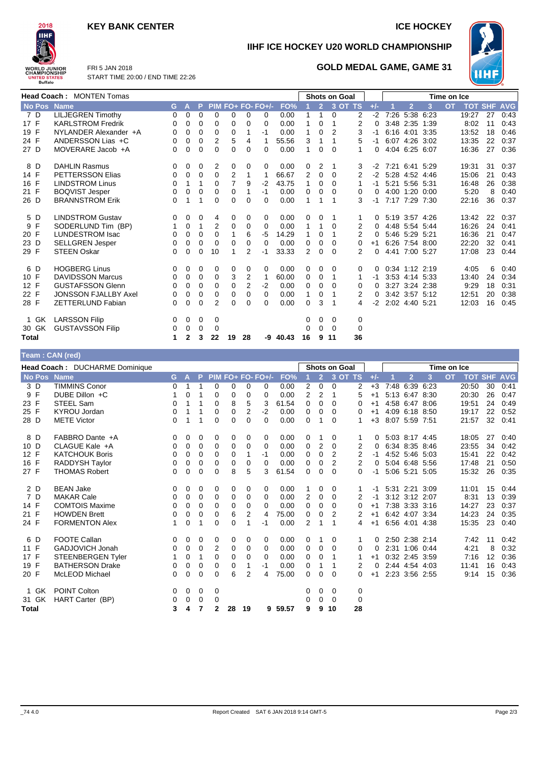# KEY BANK CENTER

ICE HOCKEY

## IIHF ICE HOCKEY U20 WORLD CHAMPIONSHIP

FRI 5 JAN 2018
START TIME 20:00 / END TIME 22:26

## GOLD MEDAL GAME, GAME 31

**Head Coach : MONTEN Tomas**

| No | Pos | Name | G | A | P | PIM | FO+ | FO- | FO+/- | FO% | 1 | 2 | 3 | OT | TS | +/- | 1 | 2 | 3 | OT | TOT | SHF | AVG |
|---|---|---|---|---|---|---|---|---|---|---|---|---|---|---|---|---|---|---|---|---|---|---|---|
| 7 | D | LILJEGREN Timothy | 0 | 0 | 0 | 0 | 0 | 0 | 0 | 0.00 | 1 | 1 | 0 | | 2 | -2 | 7:26 | 5:38 | 6:23 | | 19:27 | 27 | 0:43 |
| 17 | F | KARLSTROM Fredrik | 0 | 0 | 0 | 0 | 0 | 0 | 0 | 0.00 | 1 | 0 | 1 | | 2 | 0 | 3:48 | 2:35 | 1:39 | | 8:02 | 11 | 0:43 |
| 19 | F | NYLANDER Alexander +A | 0 | 0 | 0 | 0 | 0 | 1 | -1 | 0.00 | 1 | 0 | 2 | | 3 | -1 | 6:16 | 4:01 | 3:35 | | 13:52 | 18 | 0:46 |
| 24 | F | ANDERSSON Lias +C | 0 | 0 | 0 | 2 | 5 | 4 | 1 | 55.56 | 3 | 1 | 1 | | 5 | -1 | 6:07 | 4:26 | 3:02 | | 13:35 | 22 | 0:37 |
| 27 | D | MOVERARE Jacob +A | 0 | 0 | 0 | 0 | 0 | 0 | 0 | 0.00 | 1 | 0 | 0 | | 1 | 0 | 4:04 | 6:25 | 6:07 | | 16:36 | 27 | 0:36 |
| 8 | D | DAHLIN Rasmus | 0 | 0 | 0 | 2 | 0 | 0 | 0 | 0.00 | 0 | 2 | 1 | | 3 | -2 | 7:21 | 6:41 | 5:29 | | 19:31 | 31 | 0:37 |
| 14 | F | PETTERSSON Elias | 0 | 0 | 0 | 0 | 2 | 1 | 1 | 66.67 | 2 | 0 | 0 | | 2 | -2 | 5:28 | 4:52 | 4:46 | | 15:06 | 21 | 0:43 |
| 16 | F | LINDSTROM Linus | 0 | 1 | 1 | 0 | 7 | 9 | -2 | 43.75 | 1 | 0 | 0 | | 1 | -1 | 5:21 | 5:56 | 5:31 | | 16:48 | 26 | 0:38 |
| 21 | F | BOQVIST Jesper | 0 | 0 | 0 | 0 | 0 | 1 | -1 | 0.00 | 0 | 0 | 0 | | 0 | 0 | 4:00 | 1:20 | 0:00 | | 5:20 | 8 | 0:40 |
| 26 | D | BRANNSTROM Erik | 0 | 1 | 1 | 0 | 0 | 0 | 0 | 0.00 | 1 | 1 | 1 | | 3 | -1 | 7:17 | 7:29 | 7:30 | | 22:16 | 36 | 0:37 |
| 5 | D | LINDSTROM Gustav | 0 | 0 | 0 | 4 | 0 | 0 | 0 | 0.00 | 0 | 0 | 1 | | 1 | 0 | 5:19 | 3:57 | 4:26 | | 13:42 | 22 | 0:37 |
| 9 | F | SODERLUND Tim (BP) | 1 | 0 | 1 | 2 | 0 | 0 | 0 | 0.00 | 1 | 1 | 0 | | 2 | 0 | 4:48 | 5:54 | 5:44 | | 16:26 | 24 | 0:41 |
| 20 | F | LUNDESTROM Isac | 0 | 0 | 0 | 0 | 1 | 6 | -5 | 14.29 | 1 | 0 | 1 | | 2 | 0 | 5:46 | 5:29 | 5:21 | | 16:36 | 21 | 0:47 |
| 23 | D | SELLGREN Jesper | 0 | 0 | 0 | 0 | 0 | 0 | 0 | 0.00 | 0 | 0 | 0 | | 0 | +1 | 6:26 | 7:54 | 8:00 | | 22:20 | 32 | 0:41 |
| 29 | F | STEEN Oskar | 0 | 0 | 0 | 10 | 1 | 2 | -1 | 33.33 | 2 | 0 | 0 | | 2 | 0 | 4:41 | 7:00 | 5:27 | | 17:08 | 23 | 0:44 |
| 6 | D | HOGBERG Linus | 0 | 0 | 0 | 0 | 0 | 0 | 0 | 0.00 | 0 | 0 | 0 | | 0 | 0 | 0:34 | 1:12 | 2:19 | | 4:05 | 6 | 0:40 |
| 10 | F | DAVIDSSON Marcus | 0 | 0 | 0 | 0 | 3 | 2 | 1 | 60.00 | 0 | 0 | 1 | | 1 | -1 | 3:53 | 4:14 | 5:33 | | 13:40 | 24 | 0:34 |
| 12 | F | GUSTAFSSON Glenn | 0 | 0 | 0 | 0 | 0 | 2 | -2 | 0.00 | 0 | 0 | 0 | | 0 | 0 | 3:27 | 3:24 | 2:38 | | 9:29 | 18 | 0:31 |
| 22 | F | JONSSON FJALLBY Axel | 0 | 0 | 0 | 0 | 0 | 0 | 0 | 0.00 | 1 | 0 | 1 | | 2 | 0 | 3:42 | 3:57 | 5:12 | | 12:51 | 20 | 0:38 |
| 28 | F | ZETTERLUND Fabian | 0 | 0 | 0 | 2 | 0 | 0 | 0 | 0.00 | 0 | 3 | 1 | | 4 | -2 | 2:02 | 4:40 | 5:21 | | 12:03 | 16 | 0:45 |
| 1 | GK | LARSSON Filip | 0 | 0 | 0 | 0 | | | | | 0 | 0 | 0 | | 0 | | | | | | | | |
| 30 | GK | GUSTAVSSON Filip | 0 | 0 | 0 | 0 | | | | | 0 | 0 | 0 | | 0 | | | | | | | | |
| **Total** | | | 1 | 2 | 3 | 22 | 19 | 28 | -9 | 40.43 | 16 | 9 | 11 | | 36 | | | | | | | | |

**Team : CAN (red)**

**Head Coach : DUCHARME Dominique**

| No | Pos | Name | G | A | P | PIM | FO+ | FO- | FO+/- | FO% | 1 | 2 | 3 | OT | TS | +/- | 1 | 2 | 3 | OT | TOT | SHF | AVG |
|---|---|---|---|---|---|---|---|---|---|---|---|---|---|---|---|---|---|---|---|---|---|---|---|
| 3 | D | TIMMINS Conor | 0 | 1 | 1 | 0 | 0 | 0 | 0 | 0.00 | 2 | 0 | 0 | | 2 | +3 | 7:48 | 6:39 | 6:23 | | 20:50 | 30 | 0:41 |
| 9 | F | DUBE Dillon +C | 1 | 0 | 1 | 0 | 0 | 0 | 0 | 0.00 | 2 | 2 | 1 | | 5 | +1 | 5:13 | 6:47 | 8:30 | | 20:30 | 26 | 0:47 |
| 23 | F | STEEL Sam | 0 | 1 | 1 | 0 | 8 | 5 | 3 | 61.54 | 0 | 0 | 0 | | 0 | +1 | 4:58 | 6:47 | 8:06 | | 19:51 | 24 | 0:49 |
| 25 | F | KYROU Jordan | 0 | 1 | 1 | 0 | 0 | 2 | -2 | 0.00 | 0 | 0 | 0 | | 0 | +1 | 4:09 | 6:18 | 8:50 | | 19:17 | 22 | 0:52 |
| 28 | D | METE Victor | 0 | 1 | 1 | 0 | 0 | 0 | 0 | 0.00 | 0 | 1 | 0 | | 1 | +3 | 8:07 | 5:59 | 7:51 | | 21:57 | 32 | 0:41 |
| 8 | D | FABBRO Dante +A | 0 | 0 | 0 | 0 | 0 | 0 | 0 | 0.00 | 0 | 1 | 0 | | 1 | 0 | 5:03 | 8:17 | 4:45 | | 18:05 | 27 | 0:40 |
| 10 | D | CLAGUE Kale +A | 0 | 0 | 0 | 0 | 0 | 0 | 0 | 0.00 | 0 | 2 | 0 | | 2 | 0 | 6:34 | 8:35 | 8:46 | | 23:55 | 34 | 0:42 |
| 12 | F | KATCHOUK Boris | 0 | 0 | 0 | 0 | 0 | 1 | -1 | 0.00 | 0 | 0 | 2 | | 2 | -1 | 4:52 | 5:46 | 5:03 | | 15:41 | 22 | 0:42 |
| 16 | F | RADDYSH Taylor | 0 | 0 | 0 | 0 | 0 | 0 | 0 | 0.00 | 0 | 0 | 2 | | 2 | 0 | 5:04 | 6:48 | 5:56 | | 17:48 | 21 | 0:50 |
| 27 | F | THOMAS Robert | 0 | 0 | 0 | 0 | 8 | 5 | 3 | 61.54 | 0 | 0 | 0 | | 0 | -1 | 5:06 | 5:21 | 5:05 | | 15:32 | 26 | 0:35 |
| 2 | D | BEAN Jake | 0 | 0 | 0 | 0 | 0 | 0 | 0 | 0.00 | 1 | 0 | 0 | | 1 | -1 | 5:31 | 2:21 | 3:09 | | 11:01 | 15 | 0:44 |
| 7 | D | MAKAR Cale | 0 | 0 | 0 | 0 | 0 | 0 | 0 | 0.00 | 2 | 0 | 0 | | 2 | -1 | 3:12 | 3:12 | 2:07 | | 8:31 | 13 | 0:39 |
| 14 | F | COMTOIS Maxime | 0 | 0 | 0 | 0 | 0 | 0 | 0 | 0.00 | 0 | 0 | 0 | | 0 | +1 | 7:38 | 3:33 | 3:16 | | 14:27 | 23 | 0:37 |
| 21 | F | HOWDEN Brett | 0 | 0 | 0 | 0 | 6 | 2 | 4 | 75.00 | 0 | 0 | 2 | | 2 | +1 | 6:42 | 4:07 | 3:34 | | 14:23 | 24 | 0:35 |
| 24 | F | FORMENTON Alex | 1 | 0 | 1 | 0 | 0 | 1 | -1 | 0.00 | 2 | 1 | 1 | | 4 | +1 | 6:56 | 4:01 | 4:38 | | 15:35 | 23 | 0:40 |
| 6 | D | FOOTE Callan | 0 | 0 | 0 | 0 | 0 | 0 | 0 | 0.00 | 0 | 1 | 0 | | 1 | 0 | 2:50 | 2:38 | 2:14 | | 7:42 | 11 | 0:42 |
| 11 | F | GADJOVICH Jonah | 0 | 0 | 0 | 2 | 0 | 0 | 0 | 0.00 | 0 | 0 | 0 | | 0 | 0 | 2:31 | 1:06 | 0:44 | | 4:21 | 8 | 0:32 |
| 17 | F | STEENBERGEN Tyler | 1 | 0 | 1 | 0 | 0 | 0 | 0 | 0.00 | 0 | 0 | 1 | | 1 | +1 | 0:32 | 2:45 | 3:59 | | 7:16 | 12 | 0:36 |
| 19 | F | BATHERSON Drake | 0 | 0 | 0 | 0 | 0 | 1 | -1 | 0.00 | 0 | 1 | 1 | | 2 | 0 | 2:44 | 4:54 | 4:03 | | 11:41 | 16 | 0:43 |
| 20 | F | McLEOD Michael | 0 | 0 | 0 | 0 | 6 | 2 | 4 | 75.00 | 0 | 0 | 0 | | 0 | +1 | 2:23 | 3:56 | 2:55 | | 9:14 | 15 | 0:36 |
| 1 | GK | POINT Colton | 0 | 0 | 0 | 0 | | | | | 0 | 0 | 0 | | 0 | | | | | | | | |
| 31 | GK | HART Carter (BP) | 0 | 0 | 0 | 0 | | | | | 0 | 0 | 0 | | 0 | | | | | | | | |
| **Total** | | | 3 | 4 | 7 | 2 | 28 | 19 | 9 | 59.57 | 9 | 9 | 10 | | 28 | | | | | | | | |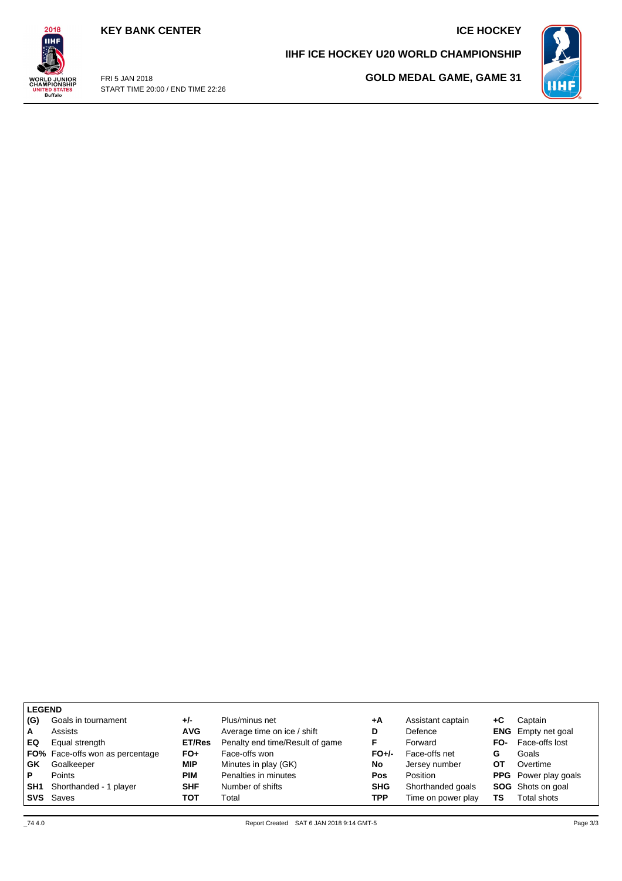KEY BANK CENTER

ICE HOCKEY

IIHF ICE HOCKEY U20 WORLD CHAMPIONSHIP

FRI 5 JAN 2018
START TIME 20:00 / END TIME 22:26

GOLD MEDAL GAME, GAME 31

**LEGEND**

| | | | | | | | |
|---|---|---|---|---|---|---|---|
| **(G)** | Goals in tournament | **+/-** | Plus/minus net | **+A** | Assistant captain | **+C** | Captain |
| **A** | Assists | **AVG** | Average time on ice / shift | **D** | Defence | **ENG** | Empty net goal |
| **EQ** | Equal strength | **ET/Res** | Penalty end time/Result of game | **F** | Forward | **FO-** | Face-offs lost |
| **FO%** | Face-offs won as percentage | **FO+** | Face-offs won | **FO+/-** | Face-offs net | **G** | Goals |
| **GK** | Goalkeeper | **MIP** | Minutes in play (GK) | **No** | Jersey number | **OT** | Overtime |
| **P** | Points | **PIM** | Penalties in minutes | **Pos** | Position | **PPG** | Power play goals |
| **SH1** | Shorthanded - 1 player | **SHF** | Number of shifts | **SHG** | Shorthanded goals | **SOG** | Shots on goal |
| **SVS** | Saves | **TOT** | Total | **TPP** | Time on power play | **TS** | Total shots |

_74 4.0

Report Created SAT 6 JAN 2018 9:14 GMT-5